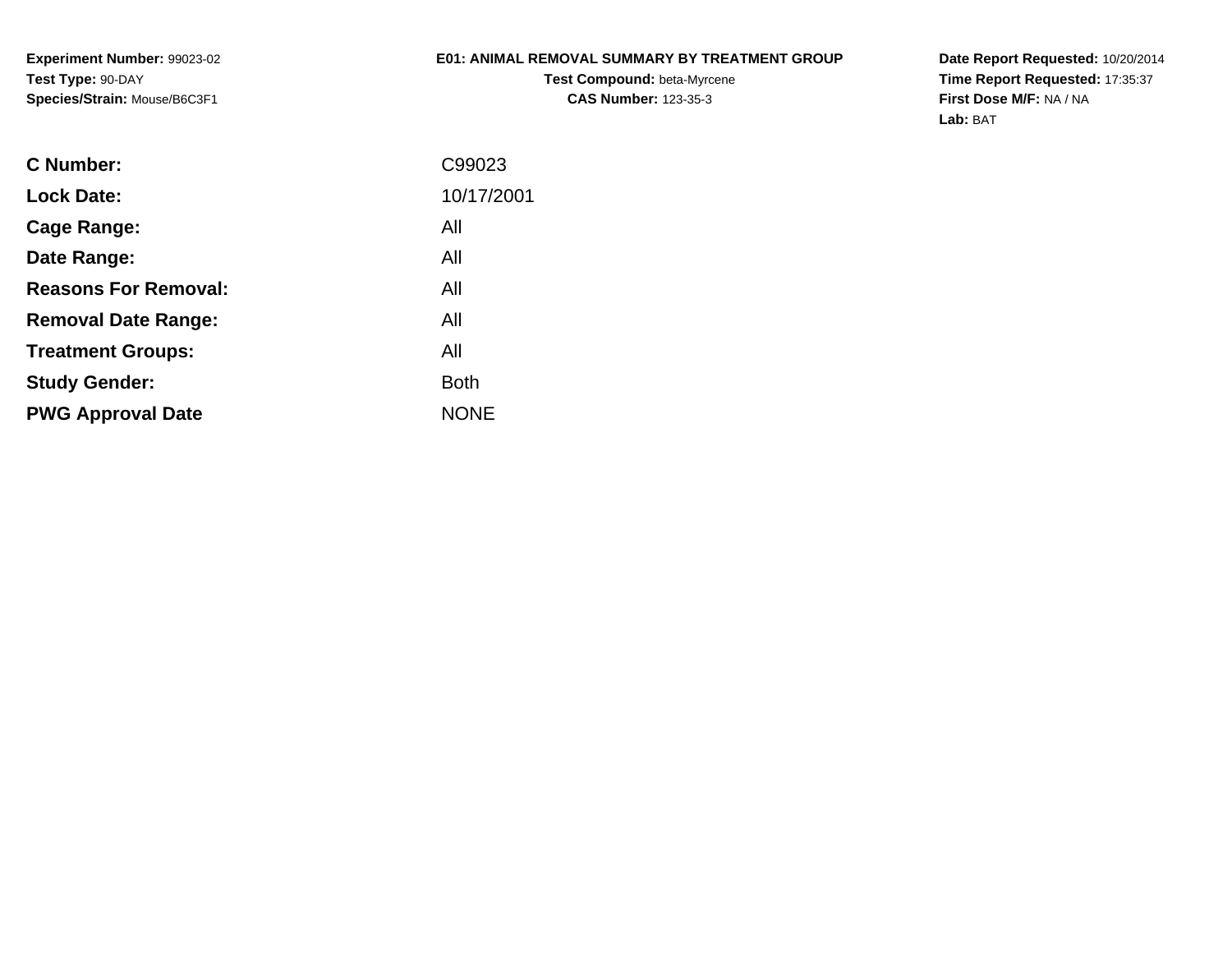**Experiment Number:** 99023-02
**Test Type:** 90-DAY
**Species/Strain:** Mouse/B6C3F1

# E01: ANIMAL REMOVAL SUMMARY BY TREATMENT GROUP

**Test Compound:** beta-Myrcene
**CAS Number:** 123-35-3

**Date Report Requested:** 10/20/2014
**Time Report Requested:** 17:35:37
**First Dose M/F:** NA / NA
**Lab:** BAT

| | |
|---|---|
| **C Number:** | C99023 |
| **Lock Date:** | 10/17/2001 |
| **Cage Range:** | All |
| **Date Range:** | All |
| **Reasons For Removal:** | All |
| **Removal Date Range:** | All |
| **Treatment Groups:** | All |
| **Study Gender:** | Both |
| **PWG Approval Date** | NONE |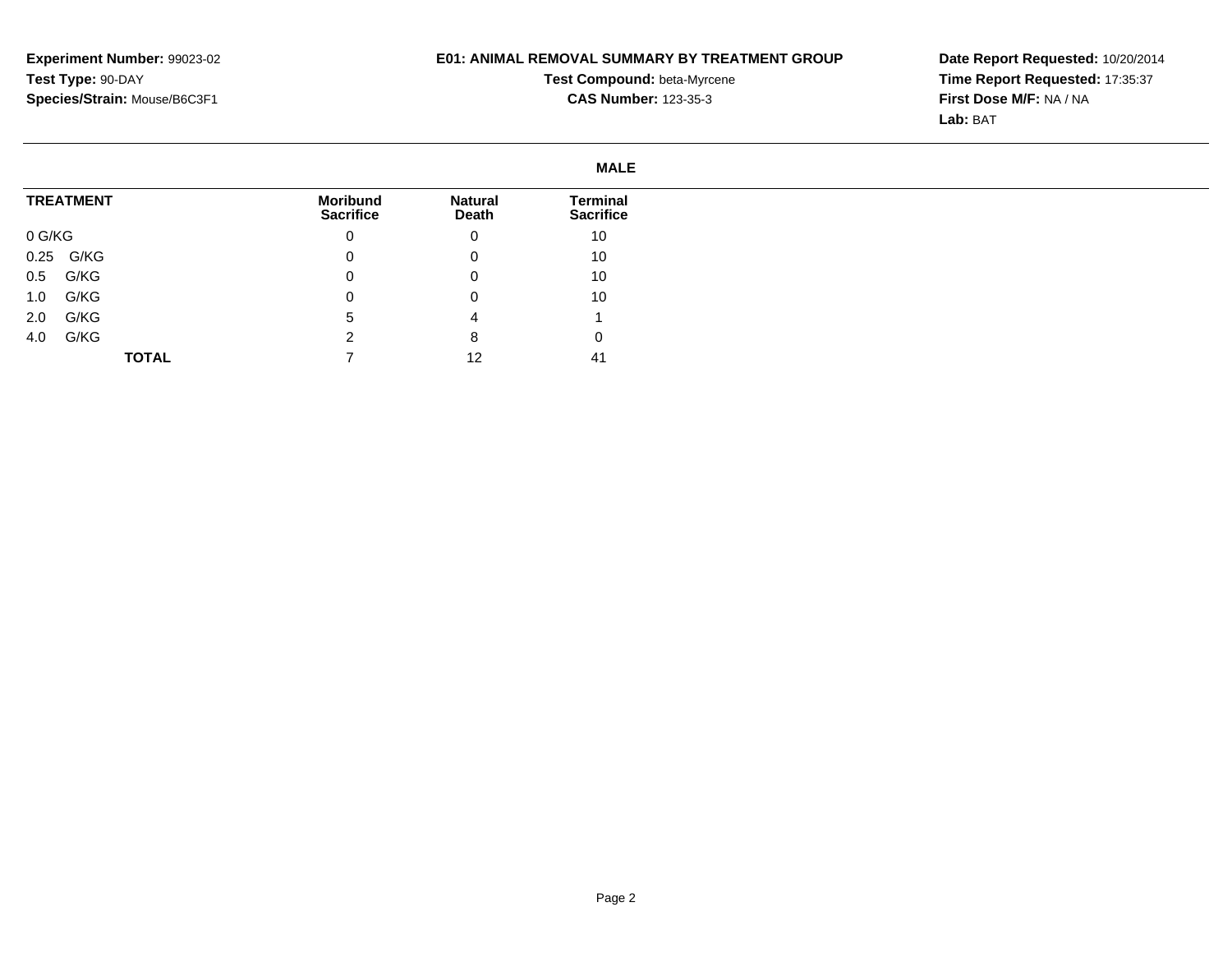**Experiment Number:** 99023-02
**Test Type:** 90-DAY
**Species/Strain:** Mouse/B6C3F1

**E01: ANIMAL REMOVAL SUMMARY BY TREATMENT GROUP**
**Test Compound:** beta-Myrcene
**CAS Number:** 123-35-3

**Date Report Requested:** 10/20/2014
**Time Report Requested:** 17:35:37
**First Dose M/F:** NA / NA
**Lab:** BAT

**MALE**

| TREATMENT | Moribund Sacrifice | Natural Death | Terminal Sacrifice |
|---|---|---|---|
| 0 G/KG | 0 | 0 | 10 |
| 0.25 G/KG | 0 | 0 | 10 |
| 0.5 G/KG | 0 | 0 | 10 |
| 1.0 G/KG | 0 | 0 | 10 |
| 2.0 G/KG | 5 | 4 | 1 |
| 4.0 G/KG | 2 | 8 | 0 |
| **TOTAL** | 7 | 12 | 41 |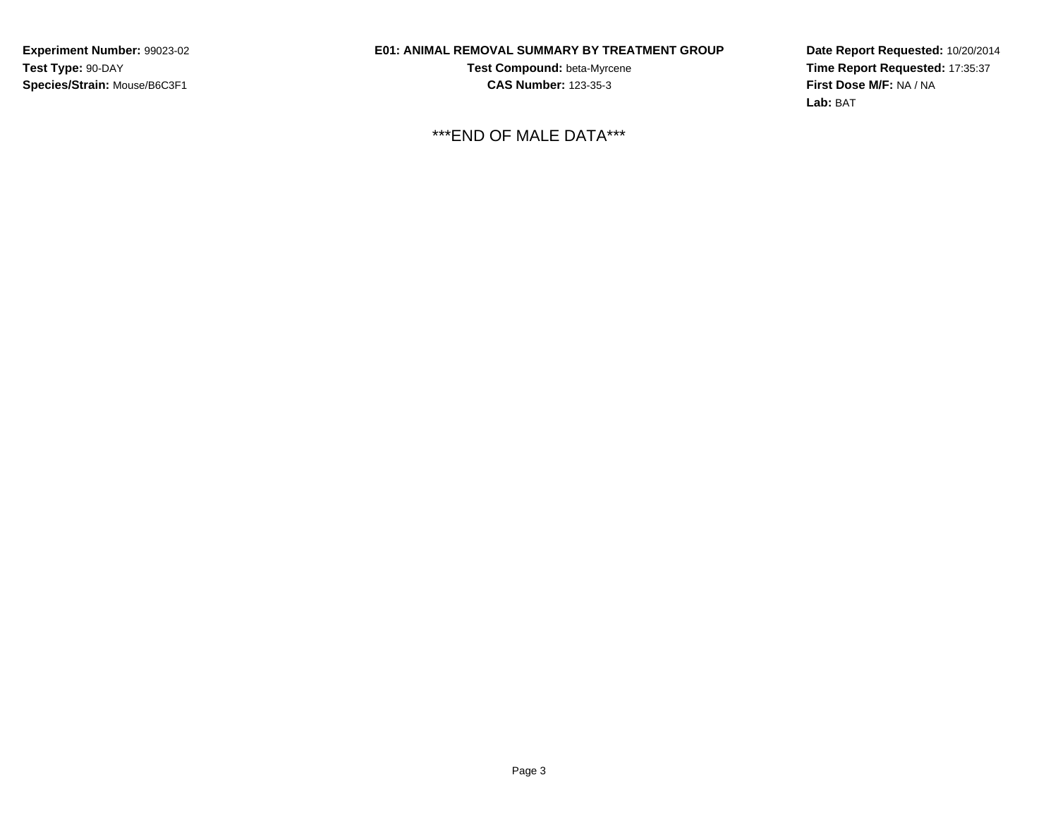**Experiment Number:** 99023-02
**Test Type:** 90-DAY
**Species/Strain:** Mouse/B6C3F1

**E01: ANIMAL REMOVAL SUMMARY BY TREATMENT GROUP**
**Test Compound:** beta-Myrcene
**CAS Number:** 123-35-3

**Date Report Requested:** 10/20/2014
**Time Report Requested:** 17:35:37
**First Dose M/F:** NA / NA
**Lab:** BAT

***END OF MALE DATA***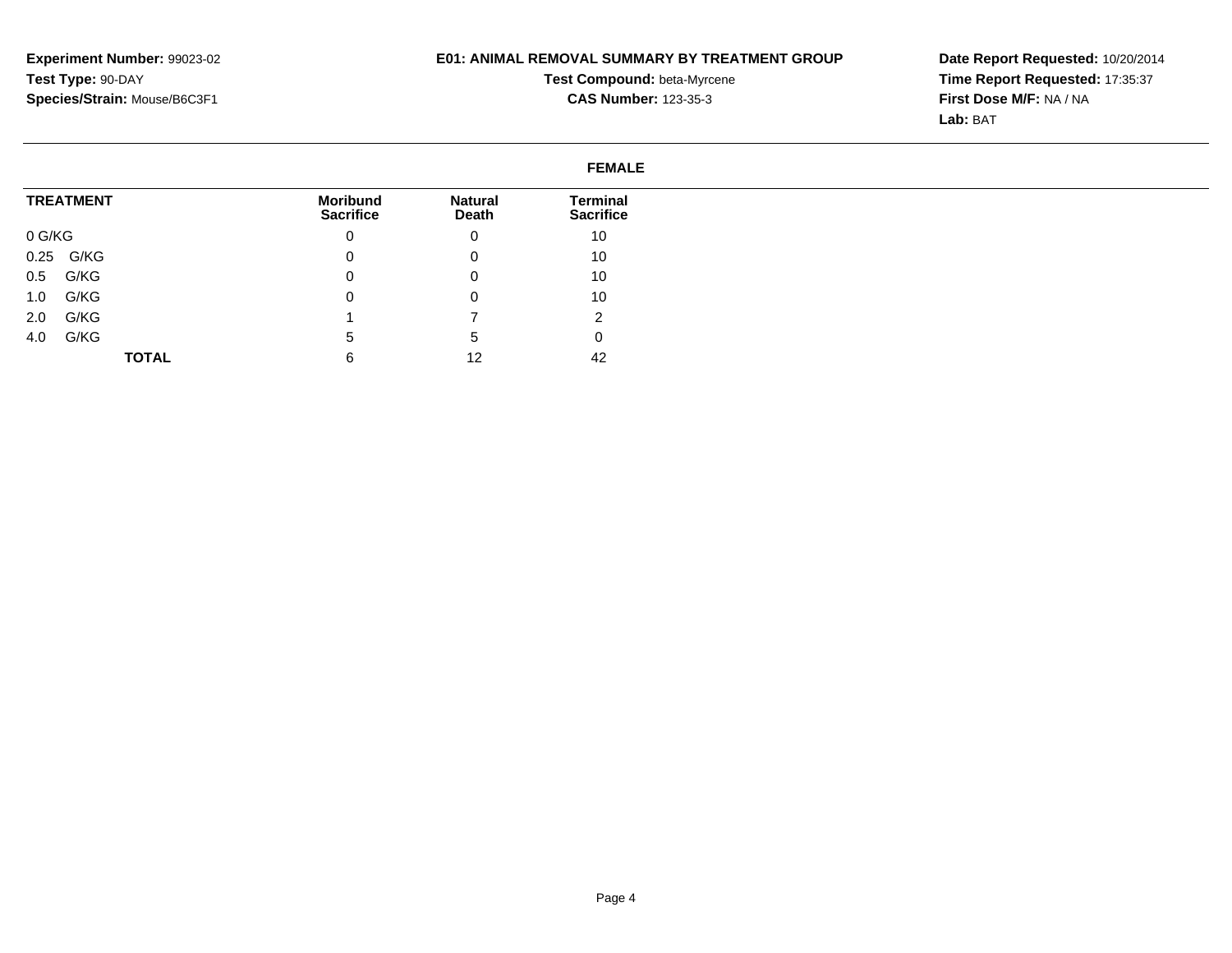**Experiment Number:** 99023-02
**Test Type:** 90-DAY
**Species/Strain:** Mouse/B6C3F1

**E01: ANIMAL REMOVAL SUMMARY BY TREATMENT GROUP**
**Test Compound:** beta-Myrcene
**CAS Number:** 123-35-3

**Date Report Requested:** 10/20/2014
**Time Report Requested:** 17:35:37
**First Dose M/F:** NA / NA
**Lab:** BAT

**FEMALE**

| TREATMENT | Moribund Sacrifice | Natural Death | Terminal Sacrifice |
|---|---|---|---|
| 0 G/KG | 0 | 0 | 10 |
| 0.25 G/KG | 0 | 0 | 10 |
| 0.5 G/KG | 0 | 0 | 10 |
| 1.0 G/KG | 0 | 0 | 10 |
| 2.0 G/KG | 1 | 7 | 2 |
| 4.0 G/KG | 5 | 5 | 0 |
| **TOTAL** | 6 | 12 | 42 |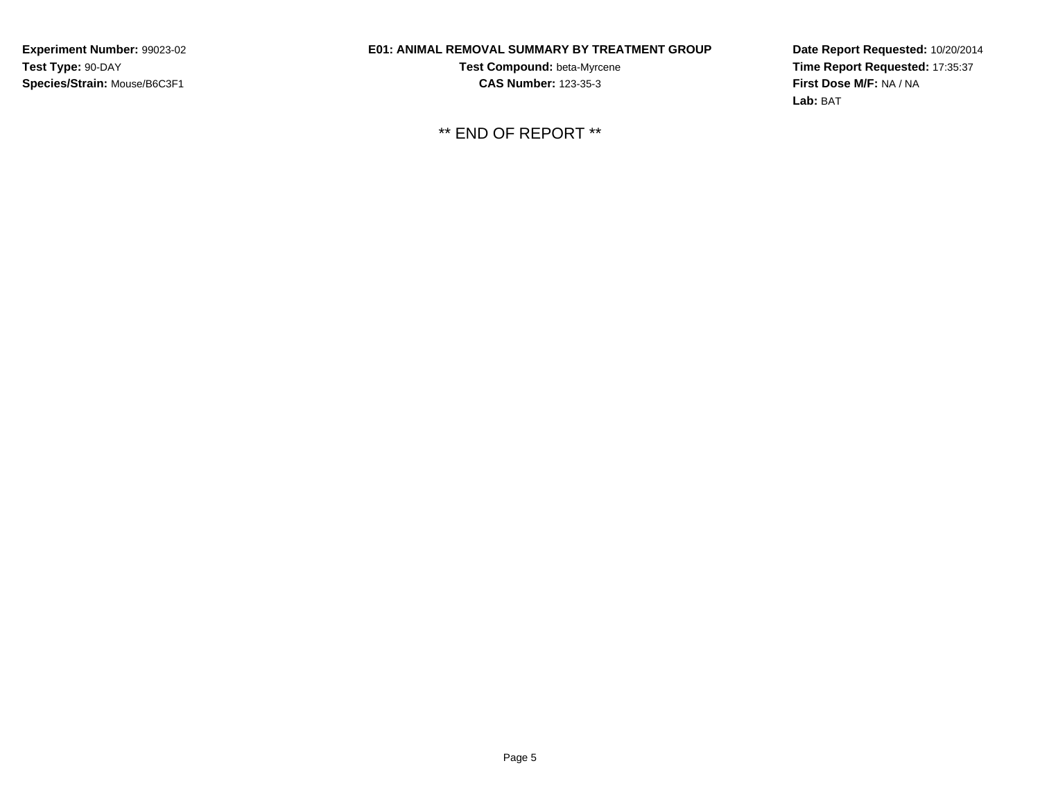**Experiment Number:** 99023-02
**Test Type:** 90-DAY
**Species/Strain:** Mouse/B6C3F1

**E01: ANIMAL REMOVAL SUMMARY BY TREATMENT GROUP**
**Test Compound:** beta-Myrcene
**CAS Number:** 123-35-3

**Date Report Requested:** 10/20/2014
**Time Report Requested:** 17:35:37
**First Dose M/F:** NA / NA
**Lab:** BAT

** END OF REPORT **